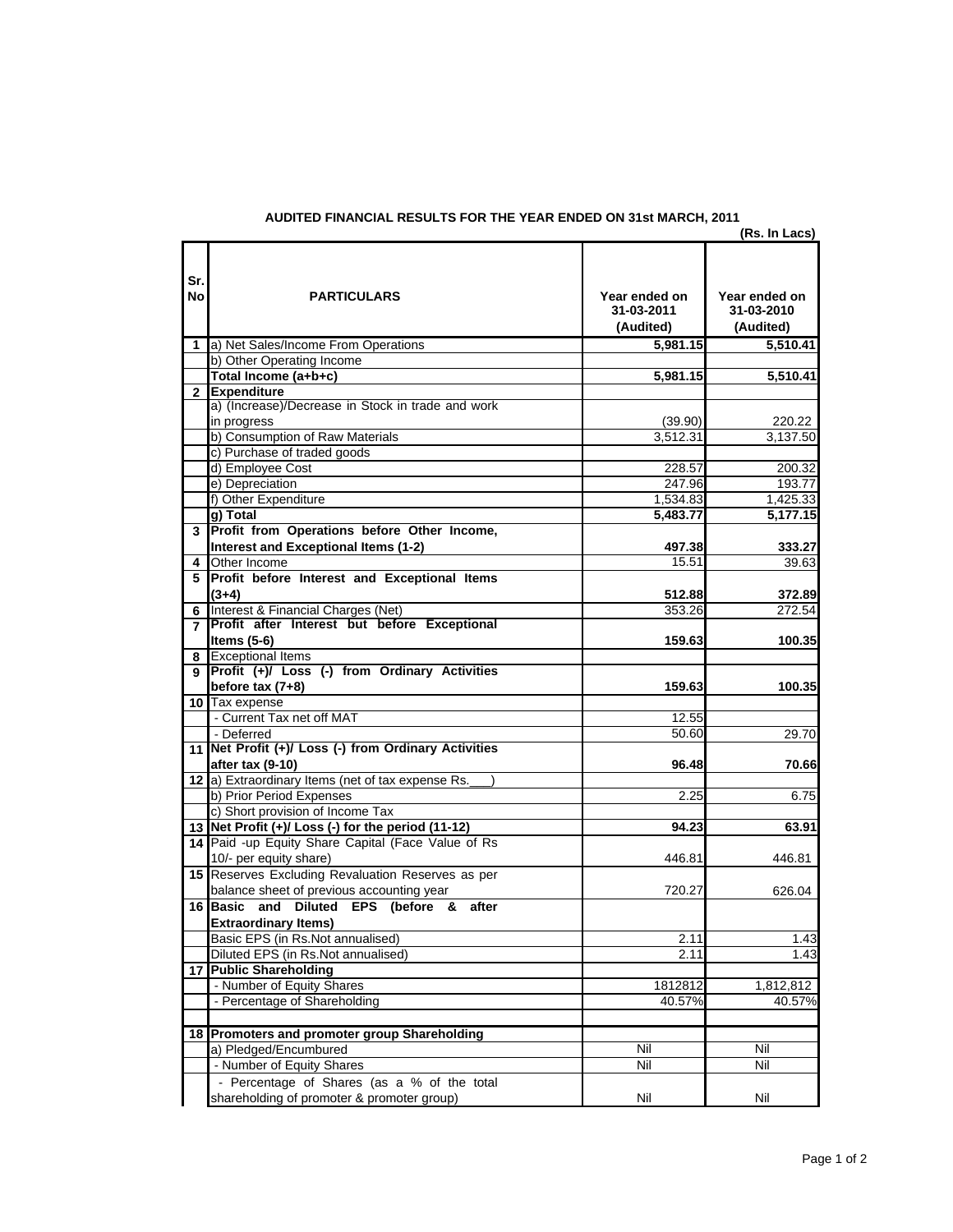**AUDITED FINANCIAL RESULTS FOR THE YEAR ENDED ON 31st MARCH, 2011**

**(Rs. In Lacs)**

| Sr. No | PARTICULARS | Year ended on 31-03-2011 (Audited) | Year ended on 31-03-2010 (Audited) |
|---|---|---|---|
| 1 | a) Net Sales/Income From Operations | **5,981.15** | **5,510.41** |
| | b) Other Operating Income | | |
| | **Total Income (a+b+c)** | **5,981.15** | **5,510.41** |
| 2 | **Expenditure** | | |
| | a) (Increase)/Decrease in Stock in trade and work in progress | (39.90) | 220.22 |
| | b) Consumption of Raw Materials | 3,512.31 | 3,137.50 |
| | c) Purchase of traded goods | | |
| | d) Employee Cost | 228.57 | 200.32 |
| | e) Depreciation | 247.96 | 193.77 |
| | f) Other Expenditure | 1,534.83 | 1,425.33 |
| | **g) Total** | **5,483.77** | **5,177.15** |
| 3 | **Profit from Operations before Other Income, Interest and Exceptional Items (1-2)** | **497.38** | **333.27** |
| 4 | Other Income | 15.51 | 39.63 |
| 5 | **Profit before Interest and Exceptional Items (3+4)** | **512.88** | **372.89** |
| 6 | Interest & Financial Charges (Net) | 353.26 | 272.54 |
| 7 | **Profit after Interest but before Exceptional Items (5-6)** | **159.63** | **100.35** |
| 8 | Exceptional Items | | |
| 9 | **Profit (+)/ Loss (-) from Ordinary Activities before tax (7+8)** | **159.63** | **100.35** |
| 10 | Tax expense | | |
| | - Current Tax net off MAT | 12.55 | |
| | - Deferred | 50.60 | 29.70 |
| 11 | **Net Profit (+)/ Loss (-) from Ordinary Activities after tax (9-10)** | **96.48** | **70.66** |
| 12 | a) Extraordinary Items (net of tax expense Rs.___) | | |
| | b) Prior Period Expenses | 2.25 | 6.75 |
| | c) Short provision of Income Tax | | |
| 13 | **Net Profit (+)/ Loss (-) for the period (11-12)** | **94.23** | **63.91** |
| 14 | Paid -up Equity Share Capital (Face Value of Rs 10/- per equity share) | 446.81 | 446.81 |
| 15 | Reserves Excluding Revaluation Reserves as per balance sheet of previous accounting year | 720.27 | 626.04 |
| 16 | **Basic and Diluted EPS (before & after Extraordinary Items)** | | |
| | Basic EPS (in Rs.Not annualised) | 2.11 | 1.43 |
| | Diluted EPS (in Rs.Not annualised) | 2.11 | 1.43 |
| 17 | **Public Shareholding** | | |
| | - Number of Equity Shares | 1812812 | 1,812,812 |
| | - Percentage of Shareholding | 40.57% | 40.57% |
| | | | |
| 18 | **Promoters and promoter group Shareholding** | | |
| | a) Pledged/Encumbured | Nil | Nil |
| | - Number of Equity Shares | Nil | Nil |
| | - Percentage of Shares (as a % of the total shareholding of promoter & promoter group) | Nil | Nil |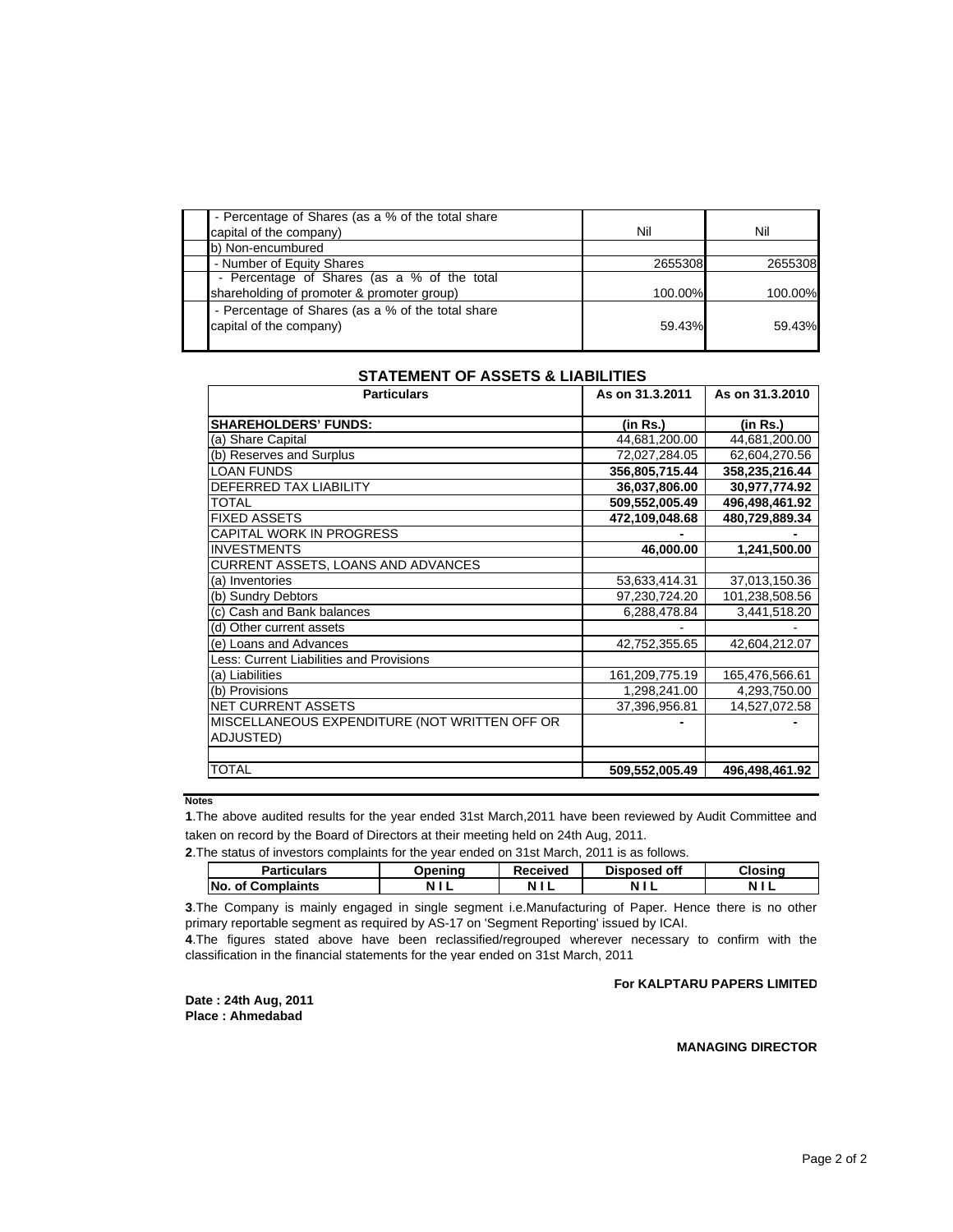| | | | |
|---|---|---|---|
| | - Percentage of Shares (as a % of the total share capital of the company) | Nil | Nil |
| | b) Non-encumbured | | |
| | - Number of Equity Shares | 2655308 | 2655308 |
| | - Percentage of Shares (as a % of the total shareholding of promoter & promoter group) | 100.00% | 100.00% |
| | - Percentage of Shares (as a % of the total share capital of the company) | 59.43% | 59.43% |

## STATEMENT OF ASSETS & LIABILITIES

| Particulars | As on 31.3.2011 | As on 31.3.2010 |
|---|---|---|
| **SHAREHOLDERS' FUNDS:** | **(in Rs.)** | **(in Rs.)** |
| (a) Share Capital | 44,681,200.00 | 44,681,200.00 |
| (b) Reserves and Surplus | 72,027,284.05 | 62,604,270.56 |
| LOAN FUNDS | **356,805,715.44** | **358,235,216.44** |
| DEFERRED TAX LIABILITY | **36,037,806.00** | **30,977,774.92** |
| TOTAL | **509,552,005.49** | **496,498,461.92** |
| FIXED ASSETS | **472,109,048.68** | **480,729,889.34** |
| CAPITAL WORK IN PROGRESS | **-** | **-** |
| INVESTMENTS | **46,000.00** | **1,241,500.00** |
| CURRENT ASSETS, LOANS AND ADVANCES | | |
| (a) Inventories | 53,633,414.31 | 37,013,150.36 |
| (b) Sundry Debtors | 97,230,724.20 | 101,238,508.56 |
| (c) Cash and Bank balances | 6,288,478.84 | 3,441,518.20 |
| (d) Other current assets | - | - |
| (e) Loans and Advances | 42,752,355.65 | 42,604,212.07 |
| Less: Current Liabilities and Provisions | | |
| (a) Liabilities | 161,209,775.19 | 165,476,566.61 |
| (b) Provisions | 1,298,241.00 | 4,293,750.00 |
| NET CURRENT ASSETS | 37,396,956.81 | 14,527,072.58 |
| MISCELLANEOUS EXPENDITURE (NOT WRITTEN OFF OR ADJUSTED) | **-** | **-** |
| | | |
| TOTAL | **509,552,005.49** | **496,498,461.92** |

**Notes**

**1**.The above audited results for the year ended 31st March,2011 have been reviewed by Audit Committee and taken on record by the Board of Directors at their meeting held on 24th Aug, 2011.

**2**.The status of investors complaints for the year ended on 31st March, 2011 is as follows.

| Particulars | Opening | Received | Disposed off | Closing |
|---|---|---|---|---|
| **No. of Complaints** | **N I L** | **N I L** | **N I L** | **N I L** |

**3**.The Company is mainly engaged in single segment i.e.Manufacturing of Paper. Hence there is no other primary reportable segment as required by AS-17 on 'Segment Reporting' issued by ICAI.

**4**.The figures stated above have been reclassified/regrouped wherever necessary to confirm with the classification in the financial statements for the year ended on 31st March, 2011

**For KALPTARU PAPERS LIMITED**

**Date : 24th Aug, 2011**
**Place : Ahmedabad**

**MANAGING DIRECTOR**